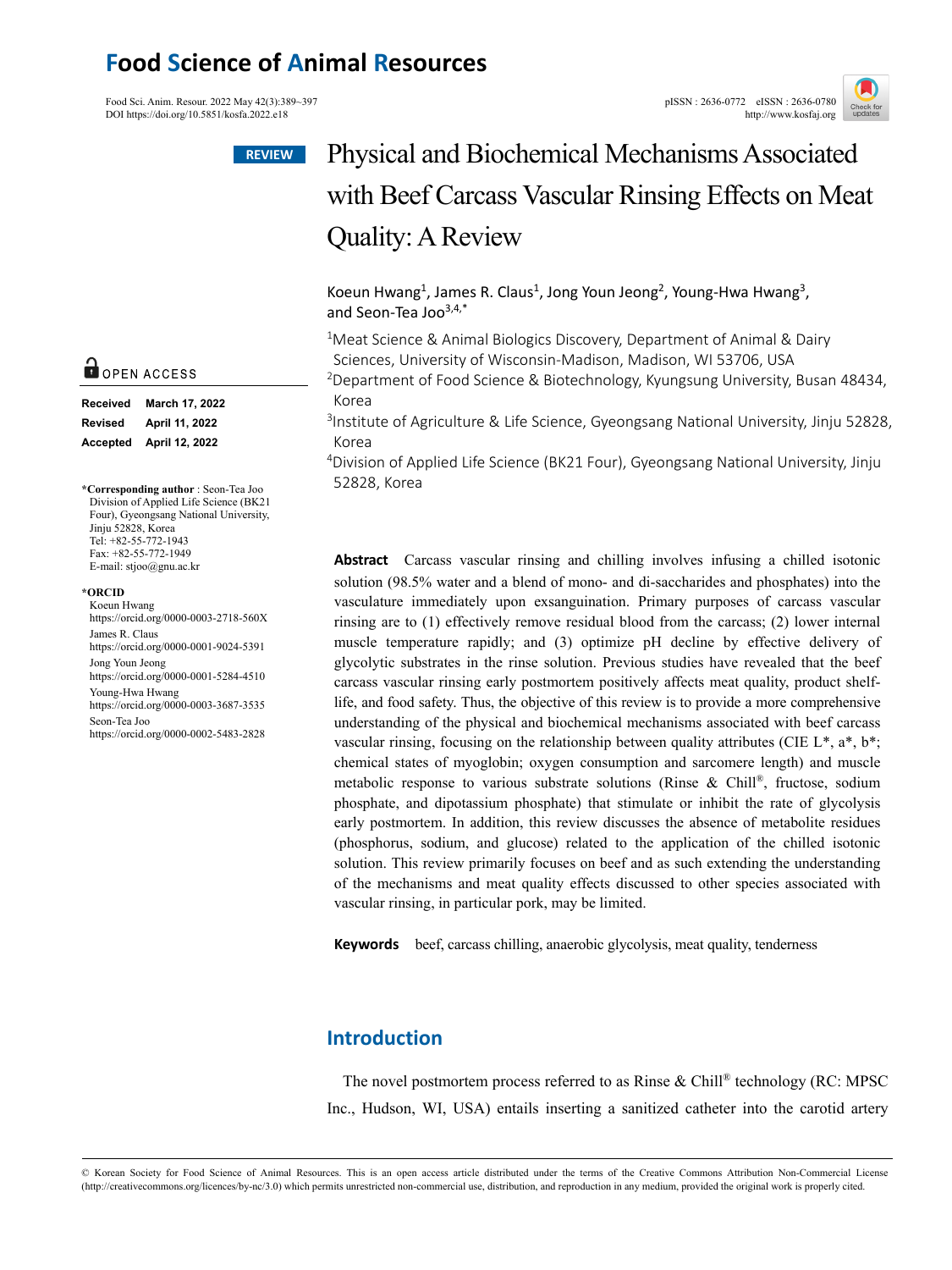# Food Science of Animal Resources

Food Sci. Anim. Resour. 2022 May 42(3):389~397
DOI https://doi.org/10.5851/kosfa.2022.e18

pISSN : 2636-0772 eISSN : 2636-0780
http://www.kosfaj.org

REVIEW

# Physical and Biochemical Mechanisms Associated with Beef Carcass Vascular Rinsing Effects on Meat Quality: A Review

Koeun Hwang[1], James R. Claus[1], Jong Youn Jeong[2], Young-Hwa Hwang[3], and Seon-Tea Joo[3,4,*]

[1]Meat Science & Animal Biologics Discovery, Department of Animal & Dairy Sciences, University of Wisconsin-Madison, Madison, WI 53706, USA
[2]Department of Food Science & Biotechnology, Kyungsung University, Busan 48434, Korea
[3]Institute of Agriculture & Life Science, Gyeongsang National University, Jinju 52828, Korea
[4]Division of Applied Life Science (BK21 Four), Gyeongsang National University, Jinju 52828, Korea

OPEN ACCESS

**Received** March 17, 2022
**Revised** April 11, 2022
**Accepted** April 12, 2022

**\*Corresponding author** : Seon-Tea Joo
Division of Applied Life Science (BK21 Four), Gyeongsang National University, Jinju 52828, Korea
Tel: +82-55-772-1943
Fax: +82-55-772-1949
E-mail: stjoo@gnu.ac.kr

**\*ORCID**
Koeun Hwang
https://orcid.org/0000-0003-2718-560X
James R. Claus
https://orcid.org/0000-0001-9024-5391
Jong Youn Jeong
https://orcid.org/0000-0001-5284-4510
Young-Hwa Hwang
https://orcid.org/0000-0003-3687-3535
Seon-Tea Joo
https://orcid.org/0000-0002-5483-2828

**Abstract** Carcass vascular rinsing and chilling involves infusing a chilled isotonic solution (98.5% water and a blend of mono- and di-saccharides and phosphates) into the vasculature immediately upon exsanguination. Primary purposes of carcass vascular rinsing are to (1) effectively remove residual blood from the carcass; (2) lower internal muscle temperature rapidly; and (3) optimize pH decline by effective delivery of glycolytic substrates in the rinse solution. Previous studies have revealed that the beef carcass vascular rinsing early postmortem positively affects meat quality, product shelf-life, and food safety. Thus, the objective of this review is to provide a more comprehensive understanding of the physical and biochemical mechanisms associated with beef carcass vascular rinsing, focusing on the relationship between quality attributes (CIE L*, a*, b*; chemical states of myoglobin; oxygen consumption and sarcomere length) and muscle metabolic response to various substrate solutions (Rinse & Chill®, fructose, sodium phosphate, and dipotassium phosphate) that stimulate or inhibit the rate of glycolysis early postmortem. In addition, this review discusses the absence of metabolite residues (phosphorus, sodium, and glucose) related to the application of the chilled isotonic solution. This review primarily focuses on beef and as such extending the understanding of the mechanisms and meat quality effects discussed to other species associated with vascular rinsing, in particular pork, may be limited.

**Keywords** beef, carcass chilling, anaerobic glycolysis, meat quality, tenderness

## Introduction

The novel postmortem process referred to as Rinse & Chill® technology (RC: MPSC Inc., Hudson, WI, USA) entails inserting a sanitized catheter into the carotid artery

© Korean Society for Food Science of Animal Resources. This is an open access article distributed under the terms of the Creative Commons Attribution Non-Commercial License (http://creativecommons.org/licences/by-nc/3.0) which permits unrestricted non-commercial use, distribution, and reproduction in any medium, provided the original work is properly cited.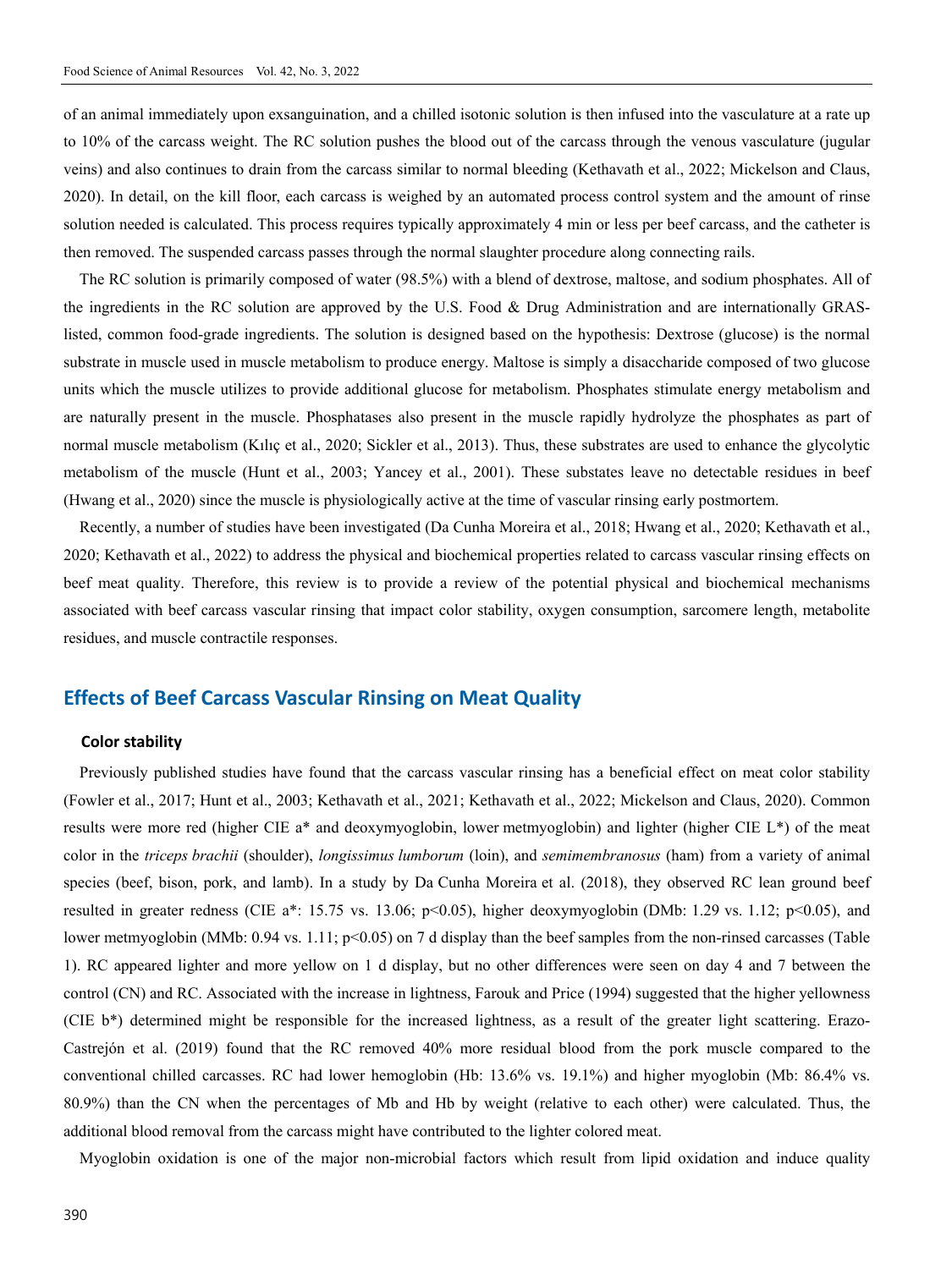of an animal immediately upon exsanguination, and a chilled isotonic solution is then infused into the vasculature at a rate up to 10% of the carcass weight. The RC solution pushes the blood out of the carcass through the venous vasculature (jugular veins) and also continues to drain from the carcass similar to normal bleeding (Kethavath et al., 2022; Mickelson and Claus, 2020). In detail, on the kill floor, each carcass is weighed by an automated process control system and the amount of rinse solution needed is calculated. This process requires typically approximately 4 min or less per beef carcass, and the catheter is then removed. The suspended carcass passes through the normal slaughter procedure along connecting rails.

The RC solution is primarily composed of water (98.5%) with a blend of dextrose, maltose, and sodium phosphates. All of the ingredients in the RC solution are approved by the U.S. Food & Drug Administration and are internationally GRAS-listed, common food-grade ingredients. The solution is designed based on the hypothesis: Dextrose (glucose) is the normal substrate in muscle used in muscle metabolism to produce energy. Maltose is simply a disaccharide composed of two glucose units which the muscle utilizes to provide additional glucose for metabolism. Phosphates stimulate energy metabolism and are naturally present in the muscle. Phosphatases also present in the muscle rapidly hydrolyze the phosphates as part of normal muscle metabolism (Kılıç et al., 2020; Sickler et al., 2013). Thus, these substrates are used to enhance the glycolytic metabolism of the muscle (Hunt et al., 2003; Yancey et al., 2001). These substates leave no detectable residues in beef (Hwang et al., 2020) since the muscle is physiologically active at the time of vascular rinsing early postmortem.

Recently, a number of studies have been investigated (Da Cunha Moreira et al., 2018; Hwang et al., 2020; Kethavath et al., 2020; Kethavath et al., 2022) to address the physical and biochemical properties related to carcass vascular rinsing effects on beef meat quality. Therefore, this review is to provide a review of the potential physical and biochemical mechanisms associated with beef carcass vascular rinsing that impact color stability, oxygen consumption, sarcomere length, metabolite residues, and muscle contractile responses.

## Effects of Beef Carcass Vascular Rinsing on Meat Quality

### Color stability

Previously published studies have found that the carcass vascular rinsing has a beneficial effect on meat color stability (Fowler et al., 2017; Hunt et al., 2003; Kethavath et al., 2021; Kethavath et al., 2022; Mickelson and Claus, 2020). Common results were more red (higher CIE a* and deoxymyoglobin, lower metmyoglobin) and lighter (higher CIE L*) of the meat color in the *triceps brachii* (shoulder), *longissimus lumborum* (loin), and *semimembranosus* (ham) from a variety of animal species (beef, bison, pork, and lamb). In a study by Da Cunha Moreira et al. (2018), they observed RC lean ground beef resulted in greater redness (CIE a*: 15.75 vs. 13.06; $p<0.05$), higher deoxymyoglobin (DMb: 1.29 vs. 1.12; $p<0.05$), and lower metmyoglobin (MMb: 0.94 vs. 1.11; $p<0.05$) on 7 d display than the beef samples from the non-rinsed carcasses (Table 1). RC appeared lighter and more yellow on 1 d display, but no other differences were seen on day 4 and 7 between the control (CN) and RC. Associated with the increase in lightness, Farouk and Price (1994) suggested that the higher yellowness (CIE b*) determined might be responsible for the increased lightness, as a result of the greater light scattering. Erazo-Castrejón et al. (2019) found that the RC removed 40% more residual blood from the pork muscle compared to the conventional chilled carcasses. RC had lower hemoglobin (Hb: 13.6% vs. 19.1%) and higher myoglobin (Mb: 86.4% vs. 80.9%) than the CN when the percentages of Mb and Hb by weight (relative to each other) were calculated. Thus, the additional blood removal from the carcass might have contributed to the lighter colored meat.

Myoglobin oxidation is one of the major non-microbial factors which result from lipid oxidation and induce quality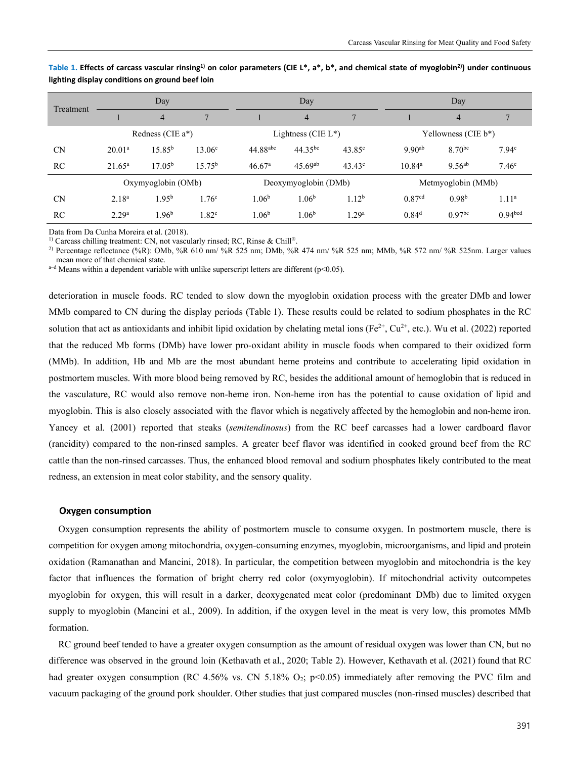**Table 1. Effects of carcass vascular rinsing[1)] on color parameters (CIE L*, a*, b*, and chemical state of myoglobin[2)]) under continuous lighting display conditions on ground beef loin**

| Treatment | Day | | | Day | | | Day | | |
|---|---|---|---|---|---|---|---|---|---|
| | 1 | 4 | 7 | 1 | 4 | 7 | 1 | 4 | 7 |
| | Redness (CIE a*) | | | Lightness (CIE L*) | | | Yellowness (CIE b*) | | |
| CN | 20.01[a] | 15.85[b] | 13.06[c] | 44.88[abc] | 44.35[bc] | 43.85[c] | 9.90[ab] | 8.70[bc] | 7.94[c] |
| RC | 21.65[a] | 17.05[b] | 15.75[b] | 46.67[a] | 45.69[ab] | 43.43[c] | 10.84[a] | 9.56[ab] | 7.46[c] |
| | Oxymyoglobin (OMb) | | | Deoxymyoglobin (DMb) | | | Metmyoglobin (MMb) | | |
| CN | 2.18[a] | 1.95[b] | 1.76[c] | 1.06[b] | 1.06[b] | 1.12[b] | 0.87[cd] | 0.98[b] | 1.11[a] |
| RC | 2.29[a] | 1.96[b] | 1.82[c] | 1.06[b] | 1.06[b] | 1.29[a] | 0.84[d] | 0.97[bc] | 0.94[bcd] |

Data from Da Cunha Moreira et al. (2018).

1) Carcass chilling treatment: CN, not vascularly rinsed; RC, Rinse & Chill®.

2) Percentage reflectance (%R): OMb, %R 610 nm/ %R 525 nm; DMb, %R 474 nm/ %R 525 nm; MMb, %R 572 nm/ %R 525nm. Larger values mean more of that chemical state.

a–d Means within a dependent variable with unlike superscript letters are different ($p<0.05$).

deterioration in muscle foods. RC tended to slow down the myoglobin oxidation process with the greater DMb and lower MMb compared to CN during the display periods (Table 1). These results could be related to sodium phosphates in the RC solution that act as antioxidants and inhibit lipid oxidation by chelating metal ions ($Fe^{2+}$, $Cu^{2+}$, etc.). Wu et al. (2022) reported that the reduced Mb forms (DMb) have lower pro-oxidant ability in muscle foods when compared to their oxidized form (MMb). In addition, Hb and Mb are the most abundant heme proteins and contribute to accelerating lipid oxidation in postmortem muscles. With more blood being removed by RC, besides the additional amount of hemoglobin that is reduced in the vasculature, RC would also remove non-heme iron. Non-heme iron has the potential to cause oxidation of lipid and myoglobin. This is also closely associated with the flavor which is negatively affected by the hemoglobin and non-heme iron. Yancey et al. (2001) reported that steaks (*semitendinosus*) from the RC beef carcasses had a lower cardboard flavor (rancidity) compared to the non-rinsed samples. A greater beef flavor was identified in cooked ground beef from the RC cattle than the non-rinsed carcasses. Thus, the enhanced blood removal and sodium phosphates likely contributed to the meat redness, an extension in meat color stability, and the sensory quality.

## Oxygen consumption

Oxygen consumption represents the ability of postmortem muscle to consume oxygen. In postmortem muscle, there is competition for oxygen among mitochondria, oxygen-consuming enzymes, myoglobin, microorganisms, and lipid and protein oxidation (Ramanathan and Mancini, 2018). In particular, the competition between myoglobin and mitochondria is the key factor that influences the formation of bright cherry red color (oxymyoglobin). If mitochondrial activity outcompetes myoglobin for oxygen, this will result in a darker, deoxygenated meat color (predominant DMb) due to limited oxygen supply to myoglobin (Mancini et al., 2009). In addition, if the oxygen level in the meat is very low, this promotes MMb formation.

RC ground beef tended to have a greater oxygen consumption as the amount of residual oxygen was lower than CN, but no difference was observed in the ground loin (Kethavath et al., 2020; Table 2). However, Kethavath et al. (2021) found that RC had greater oxygen consumption (RC 4.56% vs. CN 5.18% $O_2$; $p<0.05$) immediately after removing the PVC film and vacuum packaging of the ground pork shoulder. Other studies that just compared muscles (non-rinsed muscles) described that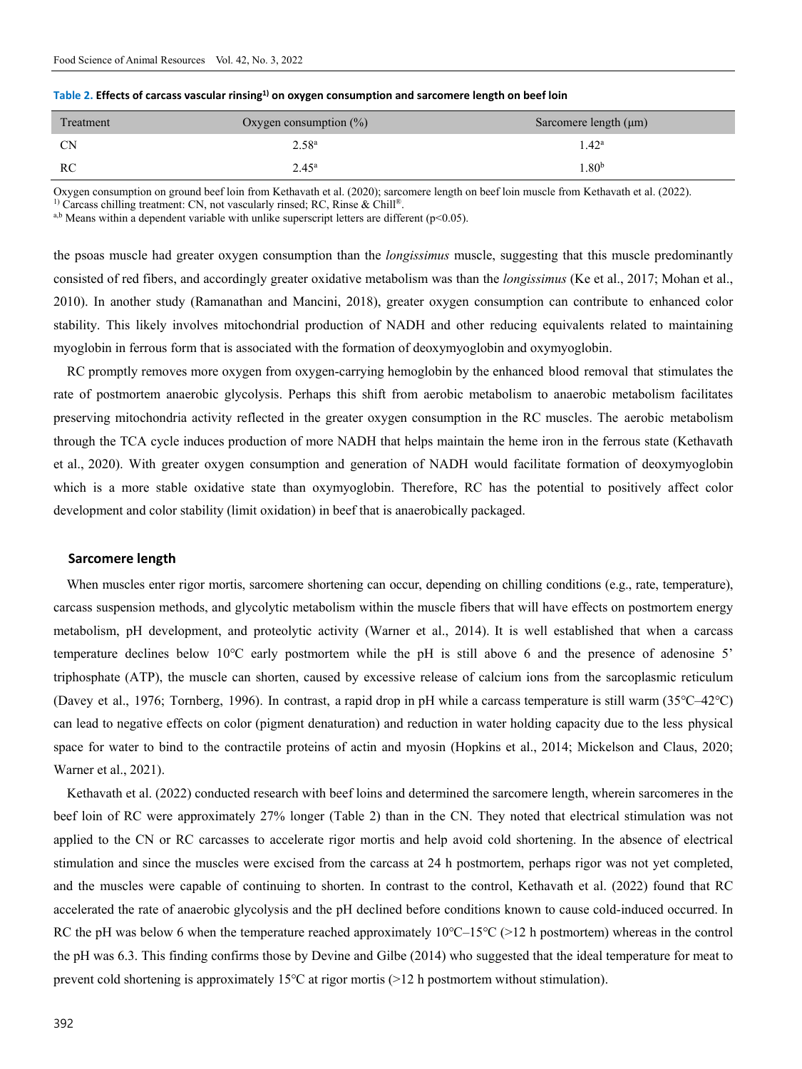**Table 2. Effects of carcass vascular rinsing[1)] on oxygen consumption and sarcomere length on beef loin**

| Treatment | Oxygen consumption (%) | Sarcomere length (μm) |
|---|---|---|
| CN | 2.58[a] | 1.42[a] |
| RC | 2.45[a] | 1.80[b] |

Oxygen consumption on ground beef loin from Kethavath et al. (2020); sarcomere length on beef loin muscle from Kethavath et al. (2022).
[1)] Carcass chilling treatment: CN, not vascularly rinsed; RC, Rinse & Chill®.
[a,b] Means within a dependent variable with unlike superscript letters are different ($p<0.05$).

the psoas muscle had greater oxygen consumption than the *longissimus* muscle, suggesting that this muscle predominantly consisted of red fibers, and accordingly greater oxidative metabolism was than the *longissimus* (Ke et al., 2017; Mohan et al., 2010). In another study (Ramanathan and Mancini, 2018), greater oxygen consumption can contribute to enhanced color stability. This likely involves mitochondrial production of NADH and other reducing equivalents related to maintaining myoglobin in ferrous form that is associated with the formation of deoxymyoglobin and oxymyoglobin.

RC promptly removes more oxygen from oxygen-carrying hemoglobin by the enhanced blood removal that stimulates the rate of postmortem anaerobic glycolysis. Perhaps this shift from aerobic metabolism to anaerobic metabolism facilitates preserving mitochondria activity reflected in the greater oxygen consumption in the RC muscles. The aerobic metabolism through the TCA cycle induces production of more NADH that helps maintain the heme iron in the ferrous state (Kethavath et al., 2020). With greater oxygen consumption and generation of NADH would facilitate formation of deoxymyoglobin which is a more stable oxidative state than oxymyoglobin. Therefore, RC has the potential to positively affect color development and color stability (limit oxidation) in beef that is anaerobically packaged.

## Sarcomere length

When muscles enter rigor mortis, sarcomere shortening can occur, depending on chilling conditions (e.g., rate, temperature), carcass suspension methods, and glycolytic metabolism within the muscle fibers that will have effects on postmortem energy metabolism, pH development, and proteolytic activity (Warner et al., 2014). It is well established that when a carcass temperature declines below 10℃ early postmortem while the pH is still above 6 and the presence of adenosine 5' triphosphate (ATP), the muscle can shorten, caused by excessive release of calcium ions from the sarcoplasmic reticulum (Davey et al., 1976; Tornberg, 1996). In contrast, a rapid drop in pH while a carcass temperature is still warm (35℃–42℃) can lead to negative effects on color (pigment denaturation) and reduction in water holding capacity due to the less physical space for water to bind to the contractile proteins of actin and myosin (Hopkins et al., 2014; Mickelson and Claus, 2020; Warner et al., 2021).

Kethavath et al. (2022) conducted research with beef loins and determined the sarcomere length, wherein sarcomeres in the beef loin of RC were approximately 27% longer (Table 2) than in the CN. They noted that electrical stimulation was not applied to the CN or RC carcasses to accelerate rigor mortis and help avoid cold shortening. In the absence of electrical stimulation and since the muscles were excised from the carcass at 24 h postmortem, perhaps rigor was not yet completed, and the muscles were capable of continuing to shorten. In contrast to the control, Kethavath et al. (2022) found that RC accelerated the rate of anaerobic glycolysis and the pH declined before conditions known to cause cold-induced occurred. In RC the pH was below 6 when the temperature reached approximately 10℃–15℃ (>12 h postmortem) whereas in the control the pH was 6.3. This finding confirms those by Devine and Gilbe (2014) who suggested that the ideal temperature for meat to prevent cold shortening is approximately 15℃ at rigor mortis (>12 h postmortem without stimulation).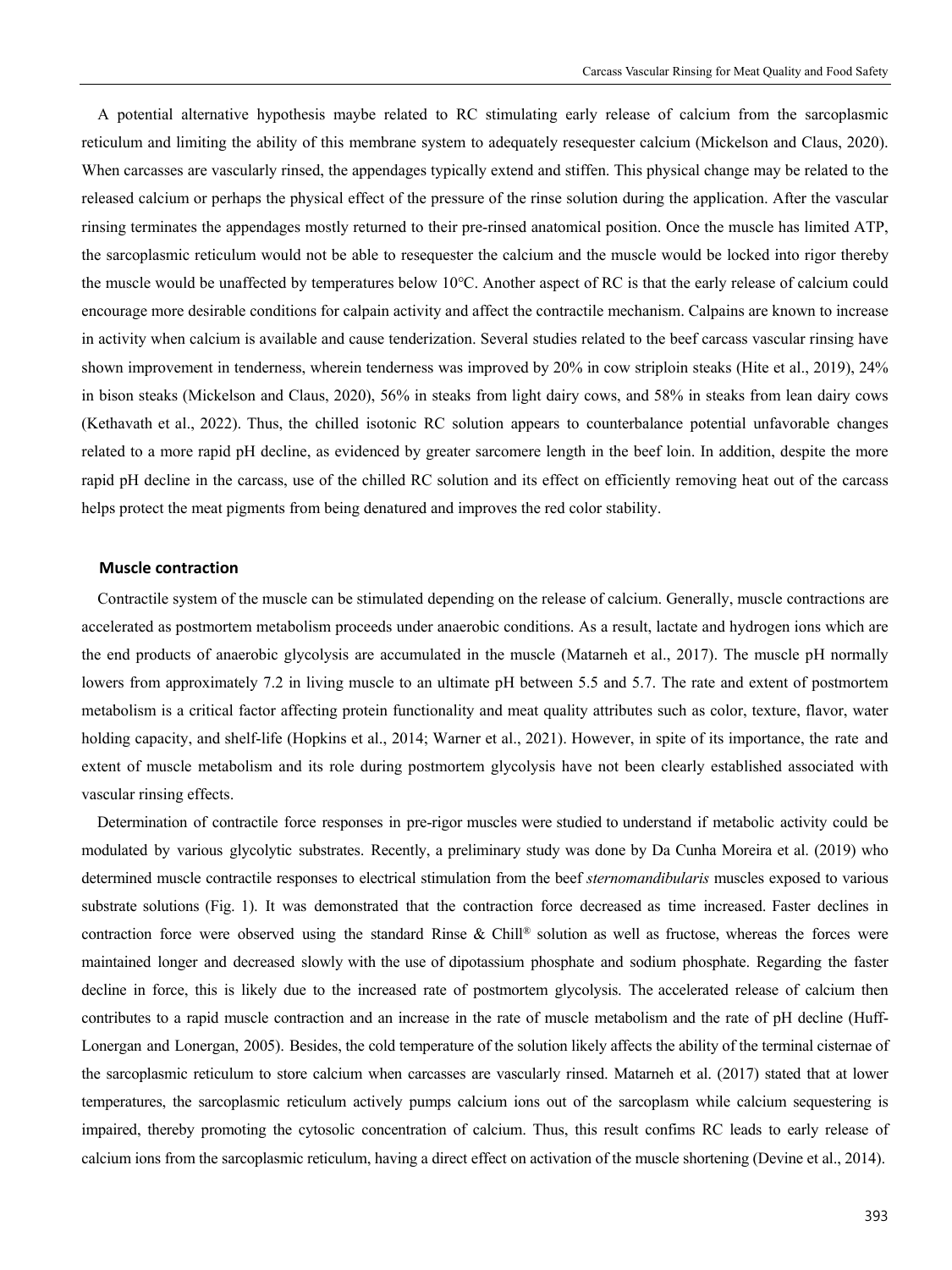A potential alternative hypothesis maybe related to RC stimulating early release of calcium from the sarcoplasmic reticulum and limiting the ability of this membrane system to adequately resequester calcium (Mickelson and Claus, 2020). When carcasses are vascularly rinsed, the appendages typically extend and stiffen. This physical change may be related to the released calcium or perhaps the physical effect of the pressure of the rinse solution during the application. After the vascular rinsing terminates the appendages mostly returned to their pre-rinsed anatomical position. Once the muscle has limited ATP, the sarcoplasmic reticulum would not be able to resequester the calcium and the muscle would be locked into rigor thereby the muscle would be unaffected by temperatures below 10℃. Another aspect of RC is that the early release of calcium could encourage more desirable conditions for calpain activity and affect the contractile mechanism. Calpains are known to increase in activity when calcium is available and cause tenderization. Several studies related to the beef carcass vascular rinsing have shown improvement in tenderness, wherein tenderness was improved by 20% in cow striploin steaks (Hite et al., 2019), 24% in bison steaks (Mickelson and Claus, 2020), 56% in steaks from light dairy cows, and 58% in steaks from lean dairy cows (Kethavath et al., 2022). Thus, the chilled isotonic RC solution appears to counterbalance potential unfavorable changes related to a more rapid pH decline, as evidenced by greater sarcomere length in the beef loin. In addition, despite the more rapid pH decline in the carcass, use of the chilled RC solution and its effect on efficiently removing heat out of the carcass helps protect the meat pigments from being denatured and improves the red color stability.

### Muscle contraction

Contractile system of the muscle can be stimulated depending on the release of calcium. Generally, muscle contractions are accelerated as postmortem metabolism proceeds under anaerobic conditions. As a result, lactate and hydrogen ions which are the end products of anaerobic glycolysis are accumulated in the muscle (Matarneh et al., 2017). The muscle pH normally lowers from approximately 7.2 in living muscle to an ultimate pH between 5.5 and 5.7. The rate and extent of postmortem metabolism is a critical factor affecting protein functionality and meat quality attributes such as color, texture, flavor, water holding capacity, and shelf-life (Hopkins et al., 2014; Warner et al., 2021). However, in spite of its importance, the rate and extent of muscle metabolism and its role during postmortem glycolysis have not been clearly established associated with vascular rinsing effects.

Determination of contractile force responses in pre-rigor muscles were studied to understand if metabolic activity could be modulated by various glycolytic substrates. Recently, a preliminary study was done by Da Cunha Moreira et al. (2019) who determined muscle contractile responses to electrical stimulation from the beef *sternomandibularis* muscles exposed to various substrate solutions (Fig. 1). It was demonstrated that the contraction force decreased as time increased. Faster declines in contraction force were observed using the standard Rinse & Chill® solution as well as fructose, whereas the forces were maintained longer and decreased slowly with the use of dipotassium phosphate and sodium phosphate. Regarding the faster decline in force, this is likely due to the increased rate of postmortem glycolysis. The accelerated release of calcium then contributes to a rapid muscle contraction and an increase in the rate of muscle metabolism and the rate of pH decline (Huff-Lonergan and Lonergan, 2005). Besides, the cold temperature of the solution likely affects the ability of the terminal cisternae of the sarcoplasmic reticulum to store calcium when carcasses are vascularly rinsed. Matarneh et al. (2017) stated that at lower temperatures, the sarcoplasmic reticulum actively pumps calcium ions out of the sarcoplasm while calcium sequestering is impaired, thereby promoting the cytosolic concentration of calcium. Thus, this result confims RC leads to early release of calcium ions from the sarcoplasmic reticulum, having a direct effect on activation of the muscle shortening (Devine et al., 2014).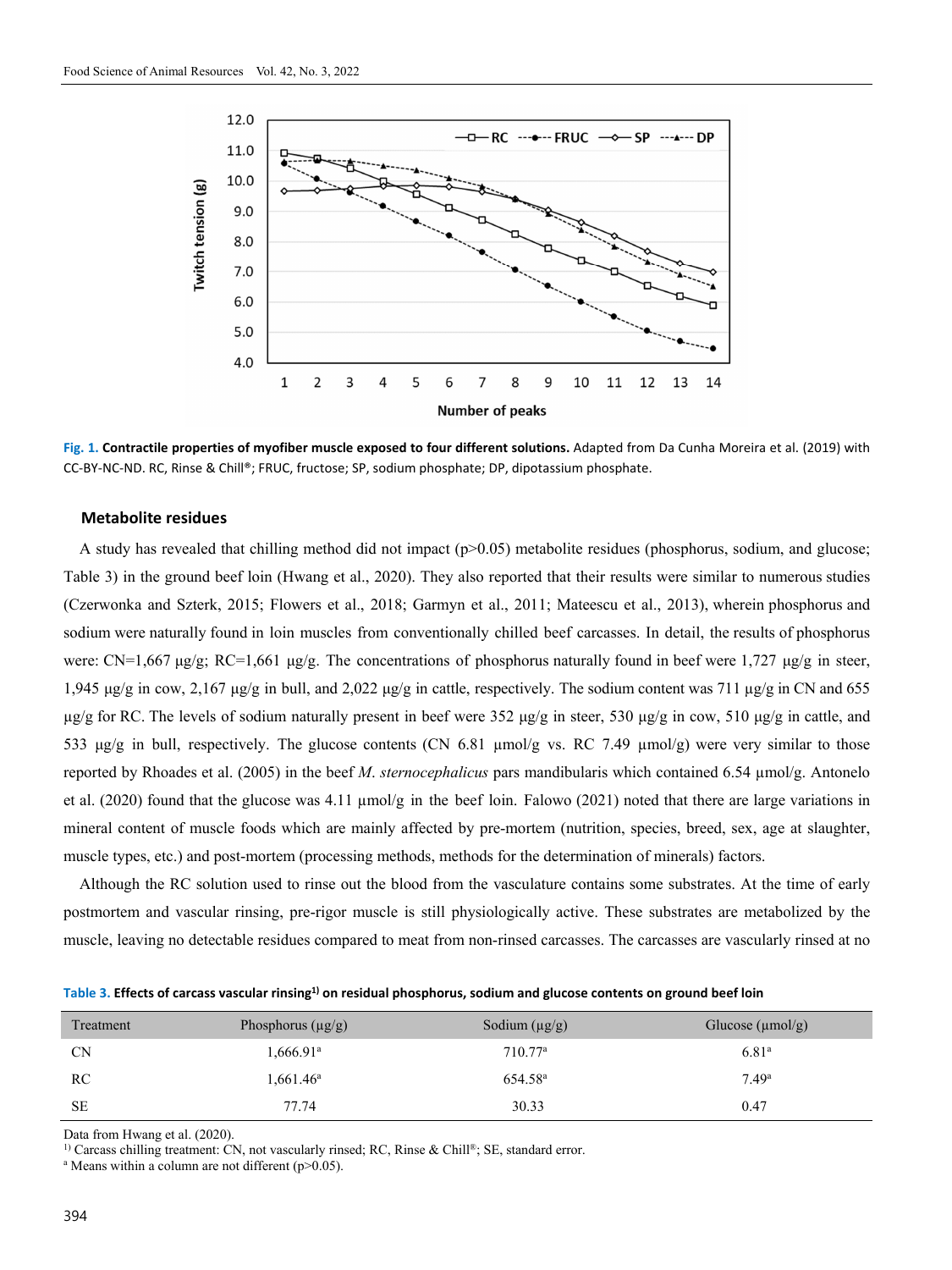Fig. 1. **Contractile properties of myofiber muscle exposed to four different solutions.** Adapted from Da Cunha Moreira et al. (2019) with CC-BY-NC-ND. RC, Rinse & Chill®; FRUC, fructose; SP, sodium phosphate; DP, dipotassium phosphate.

### Metabolite residues

A study has revealed that chilling method did not impact (p>0.05) metabolite residues (phosphorus, sodium, and glucose; Table 3) in the ground beef loin (Hwang et al., 2020). They also reported that their results were similar to numerous studies (Czerwonka and Szterk, 2015; Flowers et al., 2018; Garmyn et al., 2011; Mateescu et al., 2013), wherein phosphorus and sodium were naturally found in loin muscles from conventionally chilled beef carcasses. In detail, the results of phosphorus were: CN=1,667 μg/g; RC=1,661 μg/g. The concentrations of phosphorus naturally found in beef were 1,727 μg/g in steer, 1,945 μg/g in cow, 2,167 μg/g in bull, and 2,022 μg/g in cattle, respectively. The sodium content was 711 μg/g in CN and 655 μg/g for RC. The levels of sodium naturally present in beef were 352 μg/g in steer, 530 μg/g in cow, 510 μg/g in cattle, and 533 μg/g in bull, respectively. The glucose contents (CN 6.81 μmol/g vs. RC 7.49 μmol/g) were very similar to those reported by Rhoades et al. (2005) in the beef *M. sternocephalicus* pars mandibularis which contained 6.54 μmol/g. Antonelo et al. (2020) found that the glucose was 4.11 μmol/g in the beef loin. Falowo (2021) noted that there are large variations in mineral content of muscle foods which are mainly affected by pre-mortem (nutrition, species, breed, sex, age at slaughter, muscle types, etc.) and post-mortem (processing methods, methods for the determination of minerals) factors.

Although the RC solution used to rinse out the blood from the vasculature contains some substrates. At the time of early postmortem and vascular rinsing, pre-rigor muscle is still physiologically active. These substrates are metabolized by the muscle, leaving no detectable residues compared to meat from non-rinsed carcasses. The carcasses are vascularly rinsed at no

**Table 3. Effects of carcass vascular rinsing[1)] on residual phosphorus, sodium and glucose contents on ground beef loin**

| Treatment | Phosphorus (μg/g) | Sodium (μg/g) | Glucose (μmol/g) |
|---|---|---|---|
| CN | 1,666.91[a] | 710.77[a] | 6.81[a] |
| RC | 1,661.46[a] | 654.58[a] | 7.49[a] |
| SE | 77.74 | 30.33 | 0.47 |

Data from Hwang et al. (2020).
[1)] Carcass chilling treatment: CN, not vascularly rinsed; RC, Rinse & Chill®; SE, standard error.
[a] Means within a column are not different (p>0.05).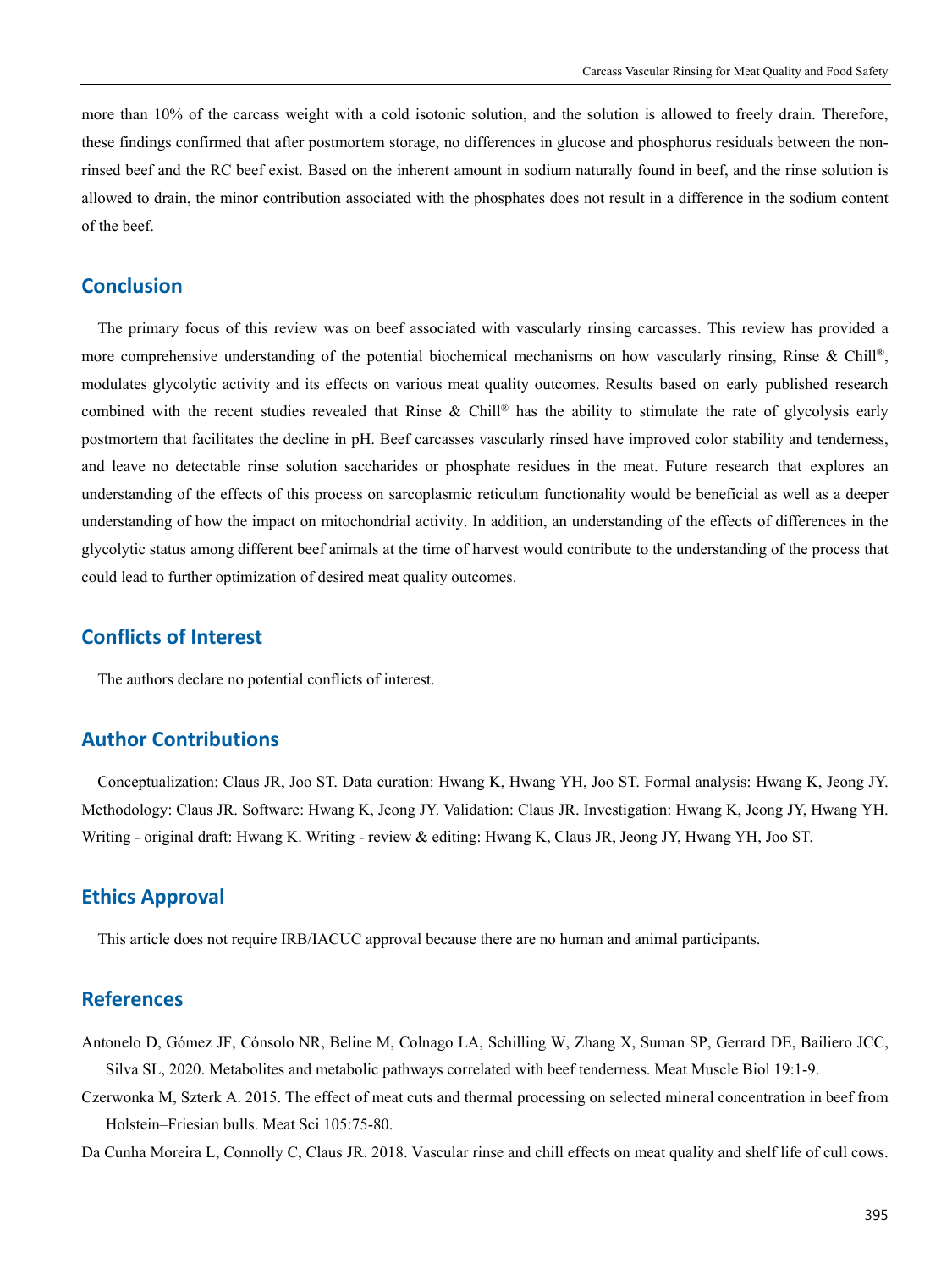more than 10% of the carcass weight with a cold isotonic solution, and the solution is allowed to freely drain. Therefore, these findings confirmed that after postmortem storage, no differences in glucose and phosphorus residuals between the non-rinsed beef and the RC beef exist. Based on the inherent amount in sodium naturally found in beef, and the rinse solution is allowed to drain, the minor contribution associated with the phosphates does not result in a difference in the sodium content of the beef.

## Conclusion

The primary focus of this review was on beef associated with vascularly rinsing carcasses. This review has provided a more comprehensive understanding of the potential biochemical mechanisms on how vascularly rinsing, Rinse & Chill®, modulates glycolytic activity and its effects on various meat quality outcomes. Results based on early published research combined with the recent studies revealed that Rinse & Chill® has the ability to stimulate the rate of glycolysis early postmortem that facilitates the decline in pH. Beef carcasses vascularly rinsed have improved color stability and tenderness, and leave no detectable rinse solution saccharides or phosphate residues in the meat. Future research that explores an understanding of the effects of this process on sarcoplasmic reticulum functionality would be beneficial as well as a deeper understanding of how the impact on mitochondrial activity. In addition, an understanding of the effects of differences in the glycolytic status among different beef animals at the time of harvest would contribute to the understanding of the process that could lead to further optimization of desired meat quality outcomes.

## Conflicts of Interest

The authors declare no potential conflicts of interest.

## Author Contributions

Conceptualization: Claus JR, Joo ST. Data curation: Hwang K, Hwang YH, Joo ST. Formal analysis: Hwang K, Jeong JY. Methodology: Claus JR. Software: Hwang K, Jeong JY. Validation: Claus JR. Investigation: Hwang K, Jeong JY, Hwang YH. Writing - original draft: Hwang K. Writing - review & editing: Hwang K, Claus JR, Jeong JY, Hwang YH, Joo ST.

## Ethics Approval

This article does not require IRB/IACUC approval because there are no human and animal participants.

## References

Antonelo D, Gómez JF, Cónsolo NR, Beline M, Colnago LA, Schilling W, Zhang X, Suman SP, Gerrard DE, Bailiero JCC, Silva SL, 2020. Metabolites and metabolic pathways correlated with beef tenderness. Meat Muscle Biol 19:1-9.

Czerwonka M, Szterk A. 2015. The effect of meat cuts and thermal processing on selected mineral concentration in beef from Holstein–Friesian bulls. Meat Sci 105:75-80.

Da Cunha Moreira L, Connolly C, Claus JR. 2018. Vascular rinse and chill effects on meat quality and shelf life of cull cows.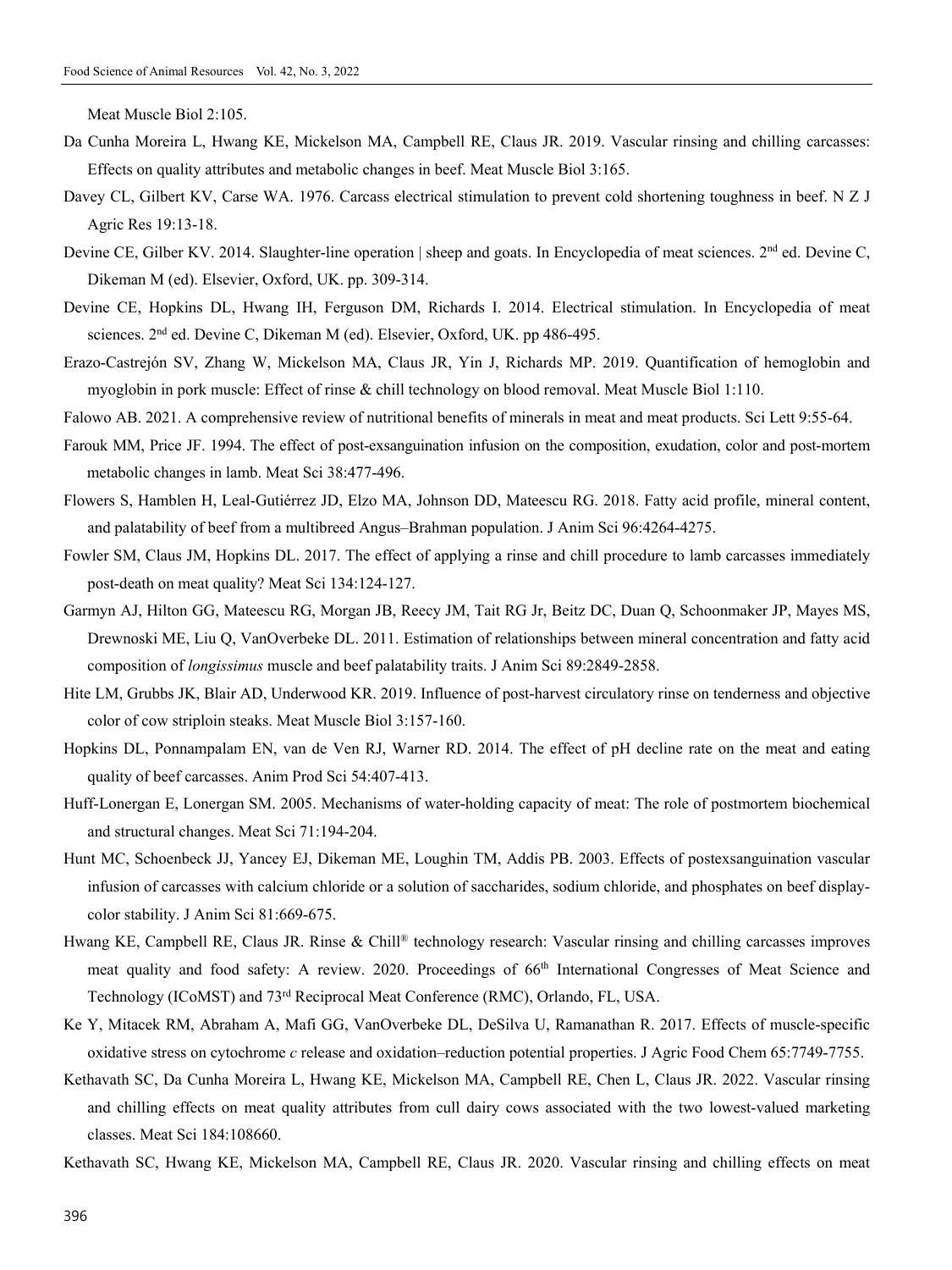Meat Muscle Biol 2:105.

Da Cunha Moreira L, Hwang KE, Mickelson MA, Campbell RE, Claus JR. 2019. Vascular rinsing and chilling carcasses: Effects on quality attributes and metabolic changes in beef. Meat Muscle Biol 3:165.

Davey CL, Gilbert KV, Carse WA. 1976. Carcass electrical stimulation to prevent cold shortening toughness in beef. N Z J Agric Res 19:13-18.

Devine CE, Gilber KV. 2014. Slaughter-line operation | sheep and goats. In Encyclopedia of meat sciences. 2nd ed. Devine C, Dikeman M (ed). Elsevier, Oxford, UK. pp. 309-314.

Devine CE, Hopkins DL, Hwang IH, Ferguson DM, Richards I. 2014. Electrical stimulation. In Encyclopedia of meat sciences. 2nd ed. Devine C, Dikeman M (ed). Elsevier, Oxford, UK. pp 486-495.

Erazo-Castrejón SV, Zhang W, Mickelson MA, Claus JR, Yin J, Richards MP. 2019. Quantification of hemoglobin and myoglobin in pork muscle: Effect of rinse & chill technology on blood removal. Meat Muscle Biol 1:110.

Falowo AB. 2021. A comprehensive review of nutritional benefits of minerals in meat and meat products. Sci Lett 9:55-64.

Farouk MM, Price JF. 1994. The effect of post-exsanguination infusion on the composition, exudation, color and post-mortem metabolic changes in lamb. Meat Sci 38:477-496.

Flowers S, Hamblen H, Leal-Gutiérrez JD, Elzo MA, Johnson DD, Mateescu RG. 2018. Fatty acid profile, mineral content, and palatability of beef from a multibreed Angus–Brahman population. J Anim Sci 96:4264-4275.

Fowler SM, Claus JM, Hopkins DL. 2017. The effect of applying a rinse and chill procedure to lamb carcasses immediately post-death on meat quality? Meat Sci 134:124-127.

Garmyn AJ, Hilton GG, Mateescu RG, Morgan JB, Reecy JM, Tait RG Jr, Beitz DC, Duan Q, Schoonmaker JP, Mayes MS, Drewnoski ME, Liu Q, VanOverbeke DL. 2011. Estimation of relationships between mineral concentration and fatty acid composition of *longissimus* muscle and beef palatability traits. J Anim Sci 89:2849-2858.

Hite LM, Grubbs JK, Blair AD, Underwood KR. 2019. Influence of post-harvest circulatory rinse on tenderness and objective color of cow striploin steaks. Meat Muscle Biol 3:157-160.

Hopkins DL, Ponnampalam EN, van de Ven RJ, Warner RD. 2014. The effect of pH decline rate on the meat and eating quality of beef carcasses. Anim Prod Sci 54:407-413.

Huff-Lonergan E, Lonergan SM. 2005. Mechanisms of water-holding capacity of meat: The role of postmortem biochemical and structural changes. Meat Sci 71:194-204.

Hunt MC, Schoenbeck JJ, Yancey EJ, Dikeman ME, Loughin TM, Addis PB. 2003. Effects of postexsanguination vascular infusion of carcasses with calcium chloride or a solution of saccharides, sodium chloride, and phosphates on beef display-color stability. J Anim Sci 81:669-675.

Hwang KE, Campbell RE, Claus JR. Rinse & Chill® technology research: Vascular rinsing and chilling carcasses improves meat quality and food safety: A review. 2020. Proceedings of 66th International Congresses of Meat Science and Technology (ICoMST) and 73rd Reciprocal Meat Conference (RMC), Orlando, FL, USA.

Ke Y, Mitacek RM, Abraham A, Mafi GG, VanOverbeke DL, DeSilva U, Ramanathan R. 2017. Effects of muscle-specific oxidative stress on cytochrome *c* release and oxidation–reduction potential properties. J Agric Food Chem 65:7749-7755.

Kethavath SC, Da Cunha Moreira L, Hwang KE, Mickelson MA, Campbell RE, Chen L, Claus JR. 2022. Vascular rinsing and chilling effects on meat quality attributes from cull dairy cows associated with the two lowest-valued marketing classes. Meat Sci 184:108660.

Kethavath SC, Hwang KE, Mickelson MA, Campbell RE, Claus JR. 2020. Vascular rinsing and chilling effects on meat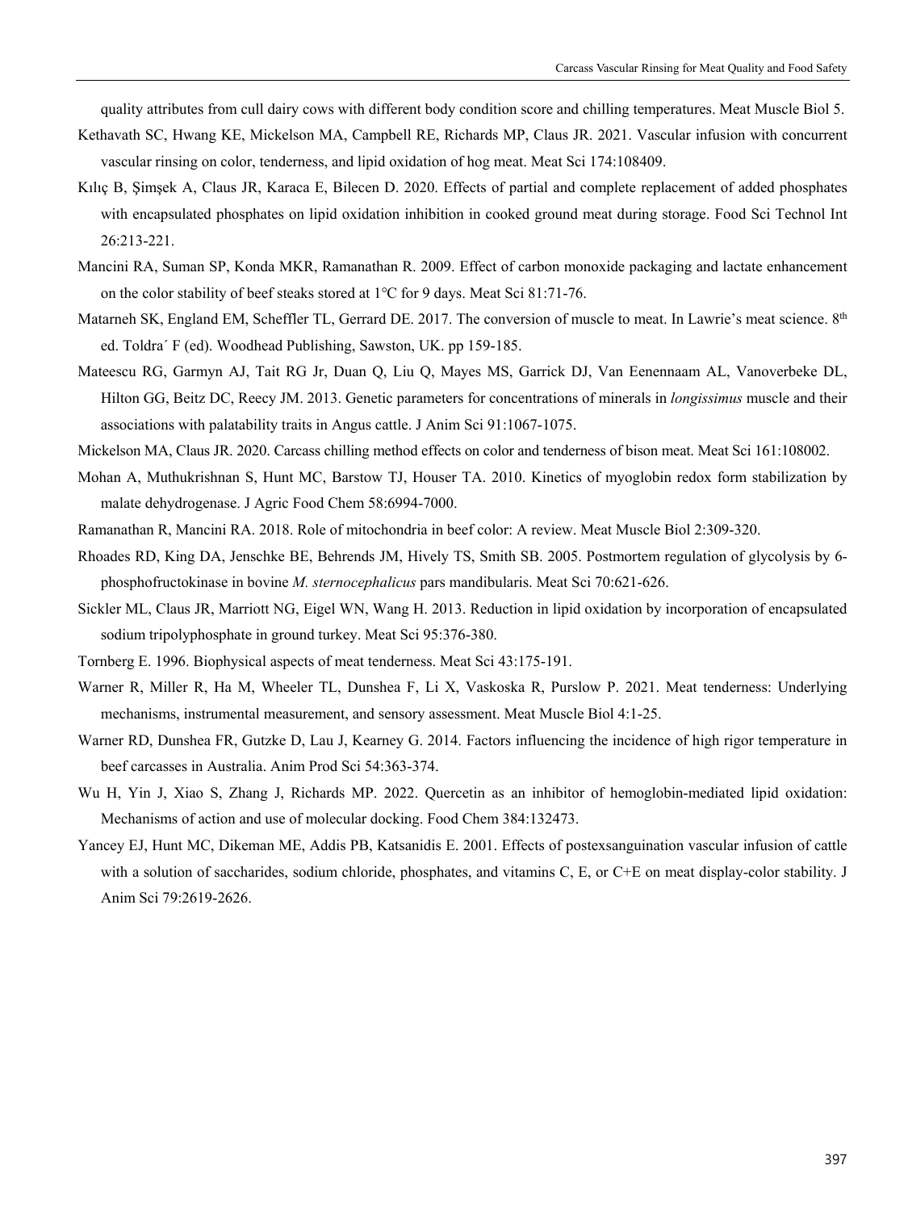quality attributes from cull dairy cows with different body condition score and chilling temperatures. Meat Muscle Biol 5.

Kethavath SC, Hwang KE, Mickelson MA, Campbell RE, Richards MP, Claus JR. 2021. Vascular infusion with concurrent vascular rinsing on color, tenderness, and lipid oxidation of hog meat. Meat Sci 174:108409.

Kılıç B, Şimşek A, Claus JR, Karaca E, Bilecen D. 2020. Effects of partial and complete replacement of added phosphates with encapsulated phosphates on lipid oxidation inhibition in cooked ground meat during storage. Food Sci Technol Int 26:213-221.

Mancini RA, Suman SP, Konda MKR, Ramanathan R. 2009. Effect of carbon monoxide packaging and lactate enhancement on the color stability of beef steaks stored at 1℃ for 9 days. Meat Sci 81:71-76.

Matarneh SK, England EM, Scheffler TL, Gerrard DE. 2017. The conversion of muscle to meat. In Lawrie's meat science. 8th ed. Toldra´ F (ed). Woodhead Publishing, Sawston, UK. pp 159-185.

Mateescu RG, Garmyn AJ, Tait RG Jr, Duan Q, Liu Q, Mayes MS, Garrick DJ, Van Eenennaam AL, Vanoverbeke DL, Hilton GG, Beitz DC, Reecy JM. 2013. Genetic parameters for concentrations of minerals in *longissimus* muscle and their associations with palatability traits in Angus cattle. J Anim Sci 91:1067-1075.

Mickelson MA, Claus JR. 2020. Carcass chilling method effects on color and tenderness of bison meat. Meat Sci 161:108002.

Mohan A, Muthukrishnan S, Hunt MC, Barstow TJ, Houser TA. 2010. Kinetics of myoglobin redox form stabilization by malate dehydrogenase. J Agric Food Chem 58:6994-7000.

Ramanathan R, Mancini RA. 2018. Role of mitochondria in beef color: A review. Meat Muscle Biol 2:309-320.

Rhoades RD, King DA, Jenschke BE, Behrends JM, Hively TS, Smith SB. 2005. Postmortem regulation of glycolysis by 6-phosphofructokinase in bovine *M. sternocephalicus* pars mandibularis. Meat Sci 70:621-626.

Sickler ML, Claus JR, Marriott NG, Eigel WN, Wang H. 2013. Reduction in lipid oxidation by incorporation of encapsulated sodium tripolyphosphate in ground turkey. Meat Sci 95:376-380.

Tornberg E. 1996. Biophysical aspects of meat tenderness. Meat Sci 43:175-191.

Warner R, Miller R, Ha M, Wheeler TL, Dunshea F, Li X, Vaskoska R, Purslow P. 2021. Meat tenderness: Underlying mechanisms, instrumental measurement, and sensory assessment. Meat Muscle Biol 4:1-25.

Warner RD, Dunshea FR, Gutzke D, Lau J, Kearney G. 2014. Factors influencing the incidence of high rigor temperature in beef carcasses in Australia. Anim Prod Sci 54:363-374.

Wu H, Yin J, Xiao S, Zhang J, Richards MP. 2022. Quercetin as an inhibitor of hemoglobin-mediated lipid oxidation: Mechanisms of action and use of molecular docking. Food Chem 384:132473.

Yancey EJ, Hunt MC, Dikeman ME, Addis PB, Katsanidis E. 2001. Effects of postexsanguination vascular infusion of cattle with a solution of saccharides, sodium chloride, phosphates, and vitamins C, E, or C+E on meat display-color stability. J Anim Sci 79:2619-2626.